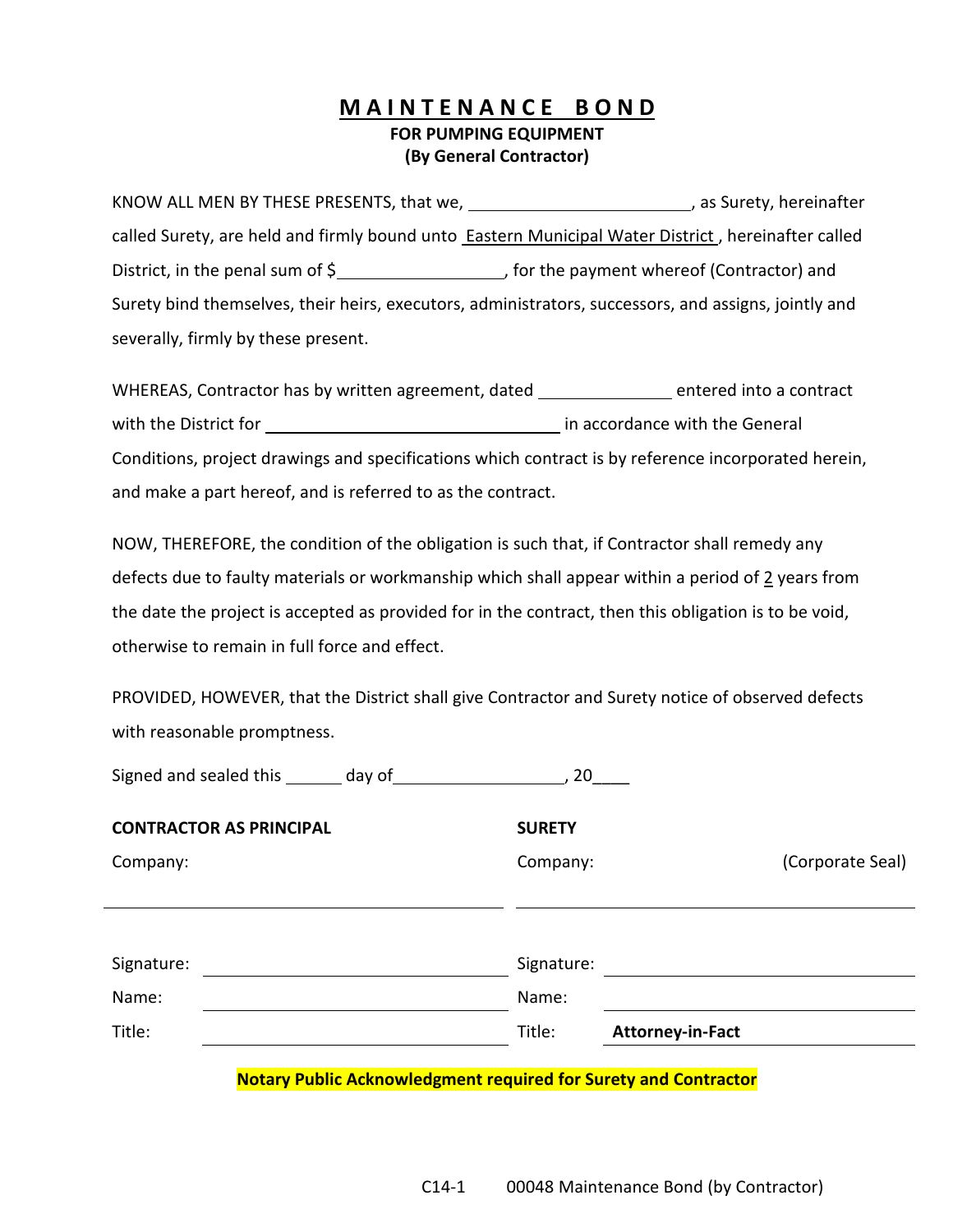# MAINTENANCE BOND

**FOR PUMPING EQUIPMENT**
**(By General Contractor)**

KNOW ALL MEN BY THESE PRESENTS, that we, ________________________, as Surety, hereinafter called Surety, are held and firmly bound unto Eastern Municipal Water District, hereinafter called District, in the penal sum of $__________________, for the payment whereof (Contractor) and Surety bind themselves, their heirs, executors, administrators, successors, and assigns, jointly and severally, firmly by these present.

WHEREAS, Contractor has by written agreement, dated ______________ entered into a contract with the District for ________________________________ in accordance with the General Conditions, project drawings and specifications which contract is by reference incorporated herein, and make a part hereof, and is referred to as the contract.

NOW, THEREFORE, the condition of the obligation is such that, if Contractor shall remedy any defects due to faulty materials or workmanship which shall appear within a period of 2 years from the date the project is accepted as provided for in the contract, then this obligation is to be void, otherwise to remain in full force and effect.

PROVIDED, HOWEVER, that the District shall give Contractor and Surety notice of observed defects with reasonable promptness.

Signed and sealed this ______ day of __________________, 20____

| **CONTRACTOR AS PRINCIPAL** | | **SURETY** | |
|---|---|---|---|
| Company: | | Company: | (Corporate Seal) |
| | | | |
| Signature: | | Signature: | |
| Name: | | Name: | |
| Title: | | Title: | **Attorney-in-Fact** |

**Notary Public Acknowledgment required for Surety and Contractor**